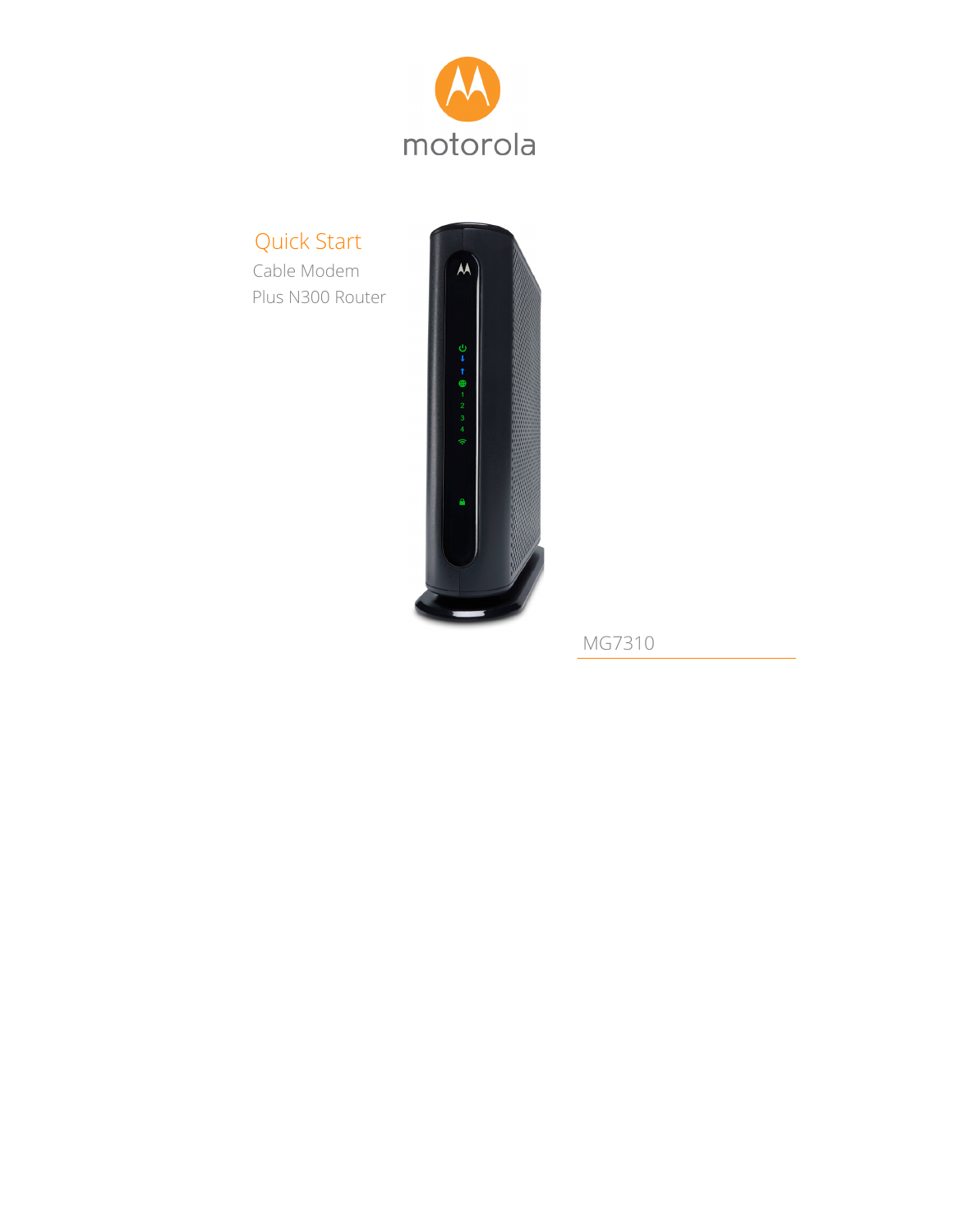motorola

# Quick Start

Cable Modem

Plus N300 Router

MG7310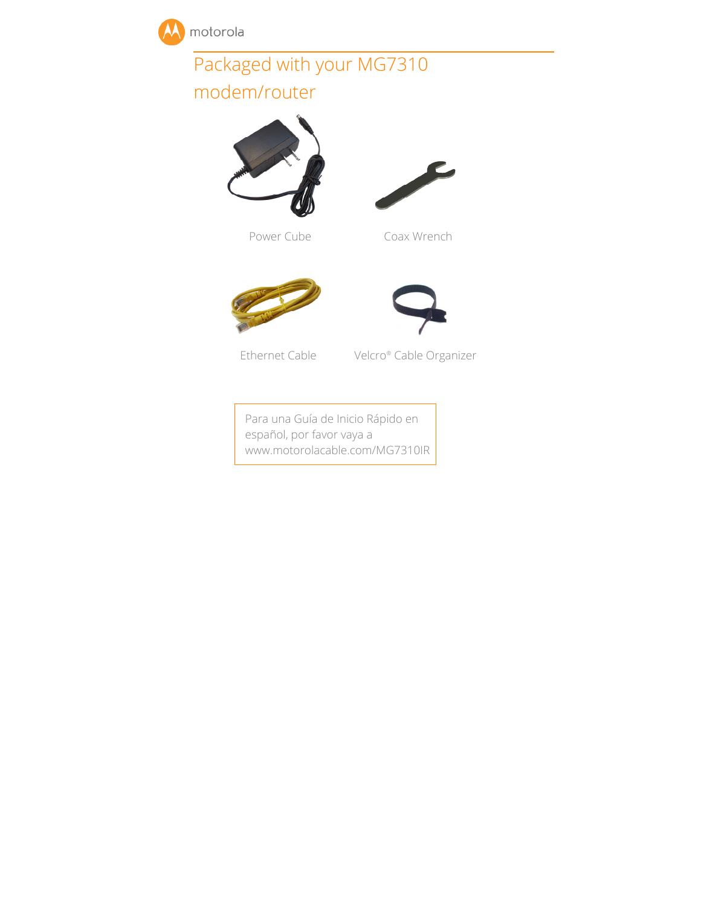# Packaged with your MG7310 modem/router

Power Cube

Coax Wrench

Ethernet Cable

Velcro® Cable Organizer

Para una Guía de Inicio Rápido en español, por favor vaya a www.motorolacable.com/MG7310IR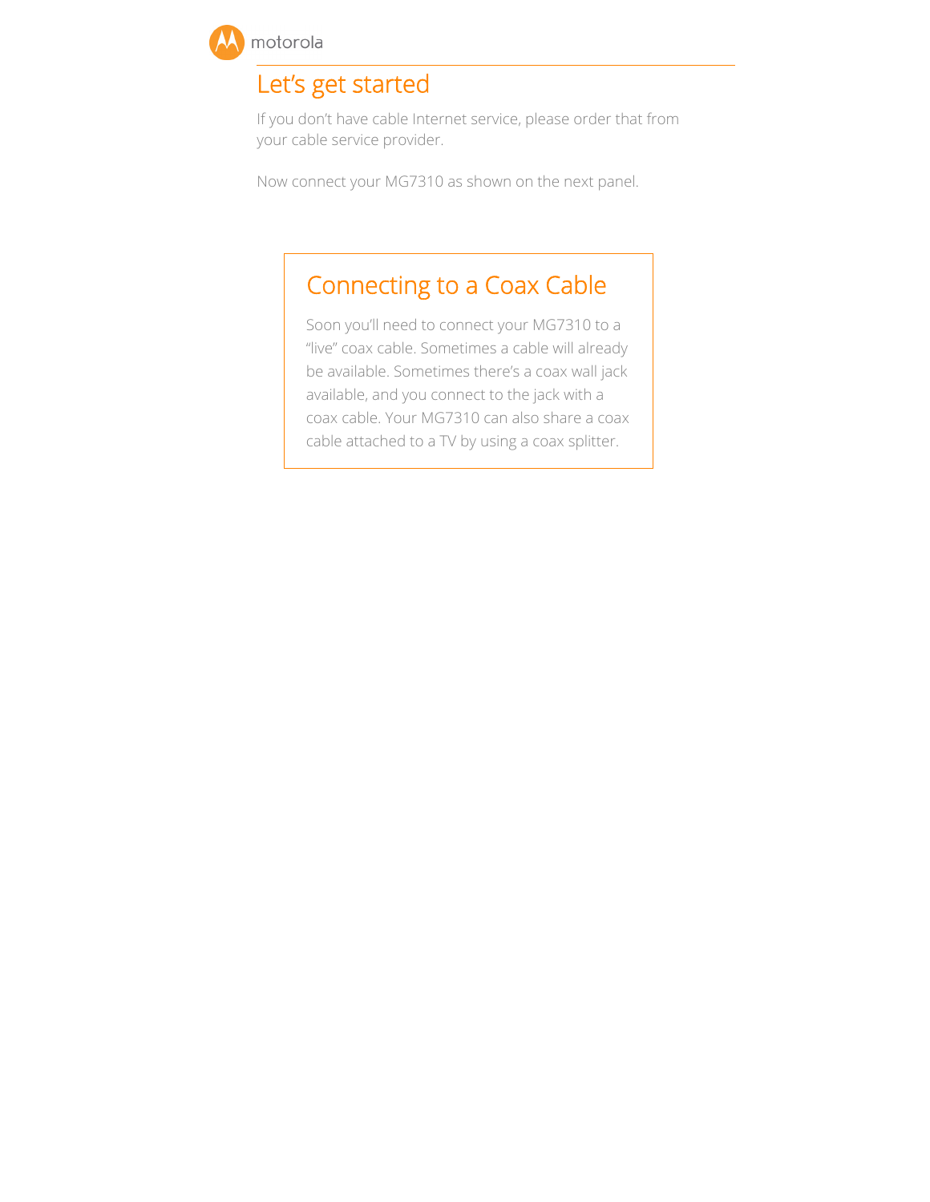# Let's get started

If you don't have cable Internet service, please order that from your cable service provider.

Now connect your MG7310 as shown on the next panel.

## Connecting to a Coax Cable

Soon you'll need to connect your MG7310 to a "live" coax cable. Sometimes a cable will already be available. Sometimes there's a coax wall jack available, and you connect to the jack with a coax cable. Your MG7310 can also share a coax cable attached to a TV by using a coax splitter.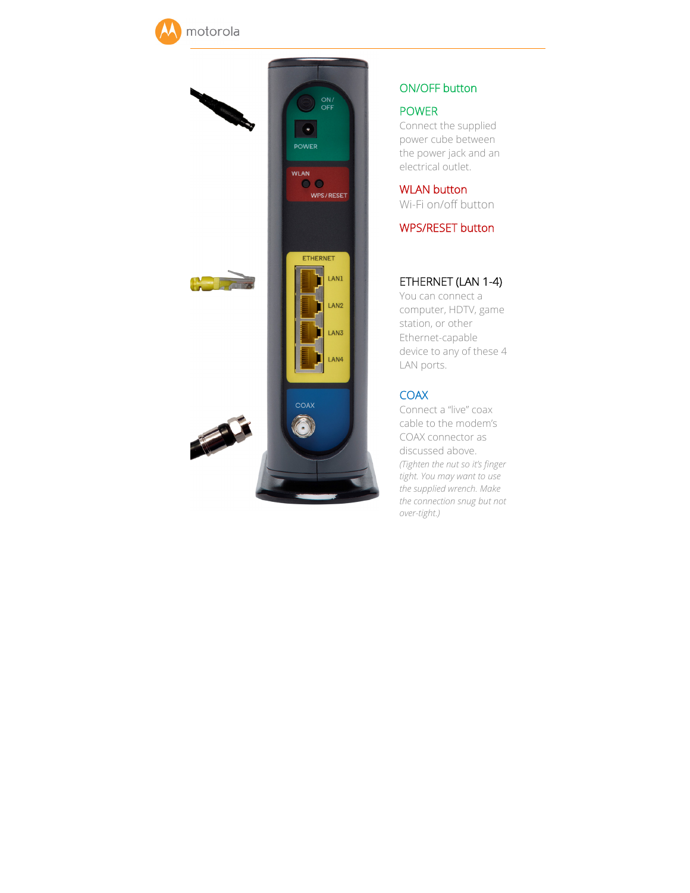## ON/OFF button

## POWER

Connect the supplied power cube between the power jack and an electrical outlet.

## WLAN button

Wi-Fi on/off button

## WPS/RESET button

## ETHERNET (LAN 1-4)

You can connect a computer, HDTV, game station, or other Ethernet-capable device to any of these 4 LAN ports.

## COAX

Connect a "live" coax cable to the modem's COAX connector as discussed above.

*(Tighten the nut so it's finger tight. You may want to use the supplied wrench. Make the connection snug but not over-tight.)*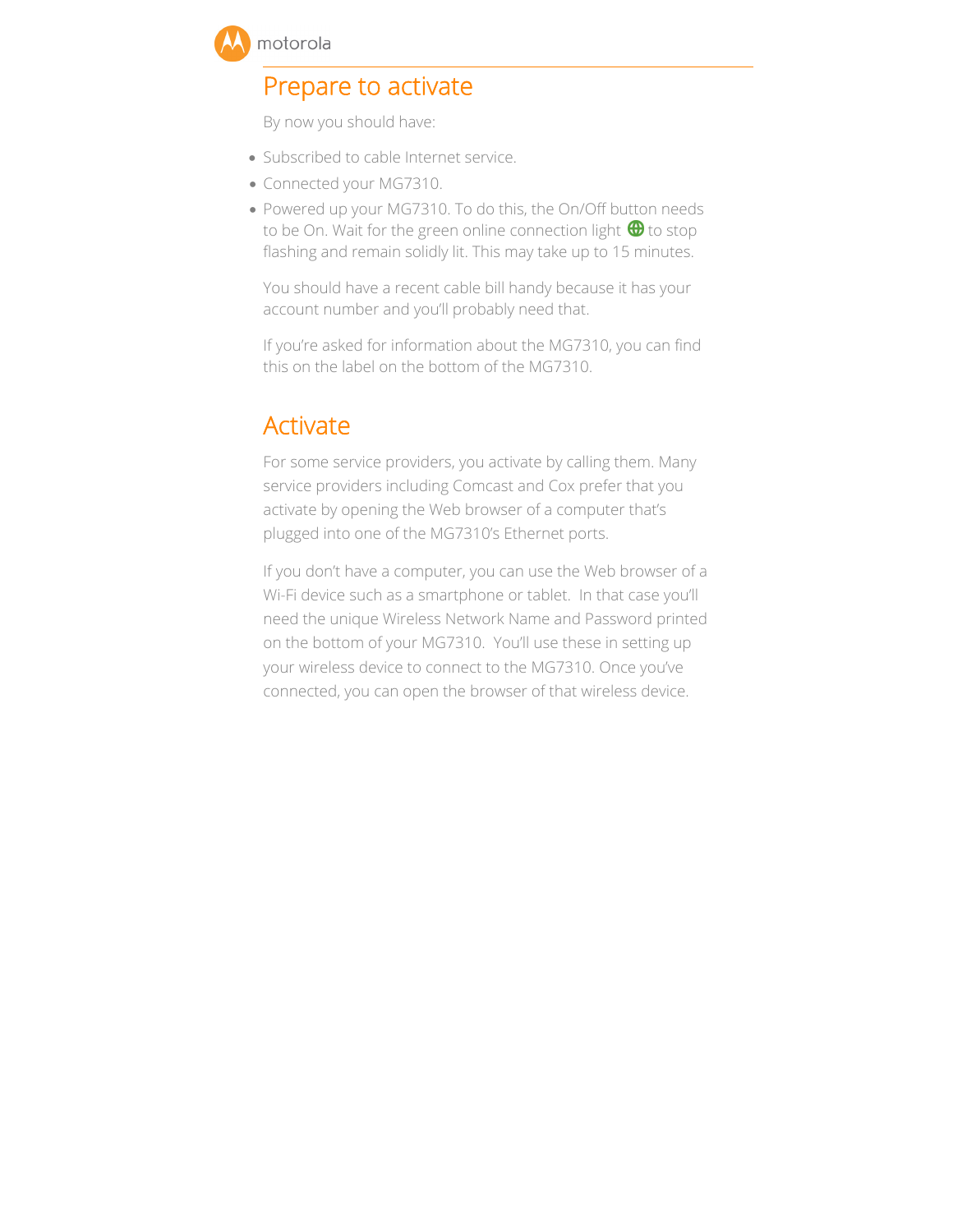## Prepare to activate

By now you should have:

- Subscribed to cable Internet service.
- Connected your MG7310.
- Powered up your MG7310. To do this, the On/Off button needs to be On. Wait for the green online connection light to stop flashing and remain solidly lit. This may take up to 15 minutes.

You should have a recent cable bill handy because it has your account number and you'll probably need that.

If you're asked for information about the MG7310, you can find this on the label on the bottom of the MG7310.

## Activate

For some service providers, you activate by calling them. Many service providers including Comcast and Cox prefer that you activate by opening the Web browser of a computer that's plugged into one of the MG7310's Ethernet ports.

If you don't have a computer, you can use the Web browser of a Wi-Fi device such as a smartphone or tablet. In that case you'll need the unique Wireless Network Name and Password printed on the bottom of your MG7310. You'll use these in setting up your wireless device to connect to the MG7310. Once you've connected, you can open the browser of that wireless device.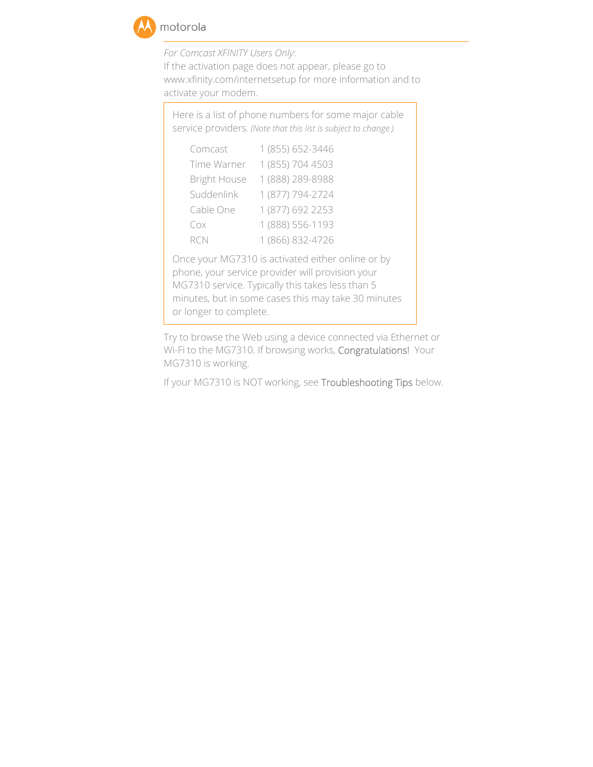*For Comcast XFINITY Users Only*:
If the activation page does not appear, please go to www.xfinity.com/internetsetup for more information and to activate your modem.

Here is a list of phone numbers for some major cable service providers. *(Note that this list is subject to change.)*

| Provider | Phone |
|---|---|
| Comcast | 1 (855) 652-3446 |
| Time Warner | 1 (855) 704 4503 |
| Bright House | 1 (888) 289-8988 |
| Suddenlink | 1 (877) 794-2724 |
| Cable One | 1 (877) 692 2253 |
| Cox | 1 (888) 556-1193 |
| RCN | 1 (866) 832-4726 |

Once your MG7310 is activated either online or by phone, your service provider will provision your MG7310 service. Typically this takes less than 5 minutes, but in some cases this may take 30 minutes or longer to complete.

Try to browse the Web using a device connected via Ethernet or Wi-Fi to the MG7310. If browsing works, Congratulations! Your MG7310 is working.

If your MG7310 is NOT working, see Troubleshooting Tips below.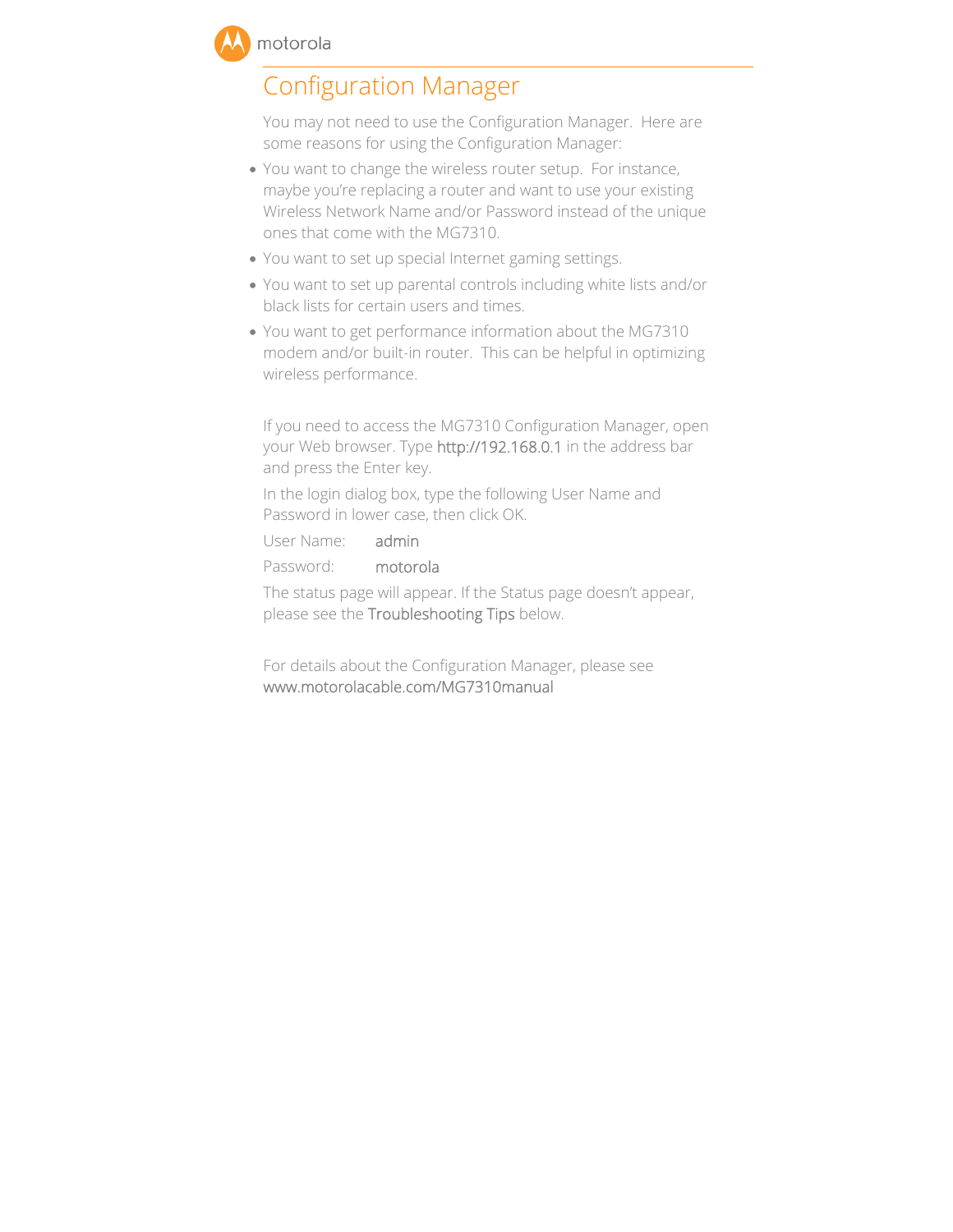# Configuration Manager

You may not need to use the Configuration Manager. Here are some reasons for using the Configuration Manager:

- You want to change the wireless router setup. For instance, maybe you're replacing a router and want to use your existing Wireless Network Name and/or Password instead of the unique ones that come with the MG7310.
- You want to set up special Internet gaming settings.
- You want to set up parental controls including white lists and/or black lists for certain users and times.
- You want to get performance information about the MG7310 modem and/or built-in router. This can be helpful in optimizing wireless performance.

If you need to access the MG7310 Configuration Manager, open your Web browser. Type http://192.168.0.1 in the address bar and press the Enter key.

In the login dialog box, type the following User Name and Password in lower case, then click OK.

User Name: admin

Password: motorola

The status page will appear. If the Status page doesn't appear, please see the Troubleshooting Tips below.

For details about the Configuration Manager, please see www.motorolacable.com/MG7310manual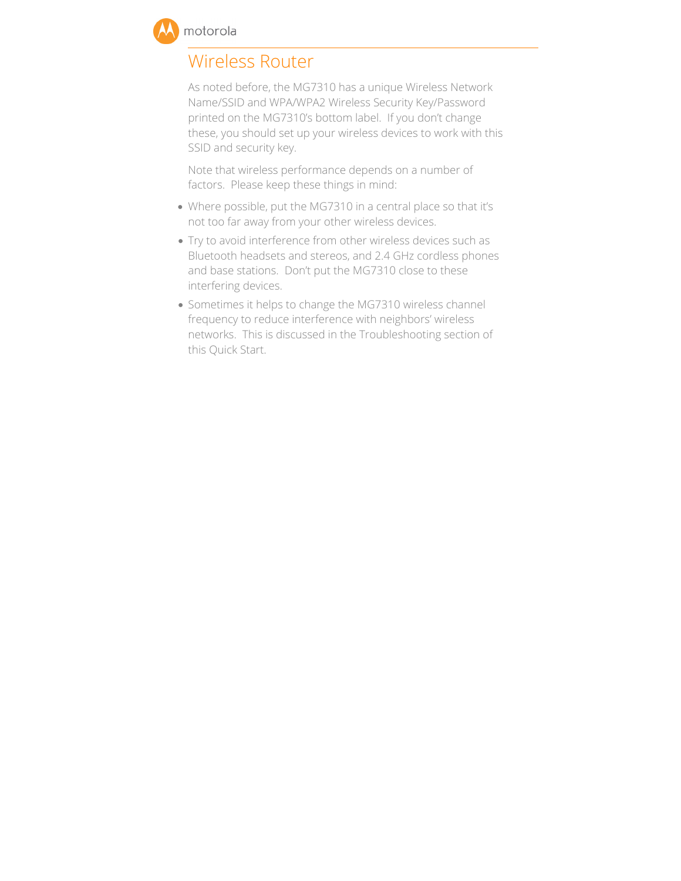# Wireless Router

As noted before, the MG7310 has a unique Wireless Network Name/SSID and WPA/WPA2 Wireless Security Key/Password printed on the MG7310's bottom label. If you don't change these, you should set up your wireless devices to work with this SSID and security key.

Note that wireless performance depends on a number of factors. Please keep these things in mind:

- Where possible, put the MG7310 in a central place so that it's not too far away from your other wireless devices.
- Try to avoid interference from other wireless devices such as Bluetooth headsets and stereos, and 2.4 GHz cordless phones and base stations. Don't put the MG7310 close to these interfering devices.
- Sometimes it helps to change the MG7310 wireless channel frequency to reduce interference with neighbors' wireless networks. This is discussed in the Troubleshooting section of this Quick Start.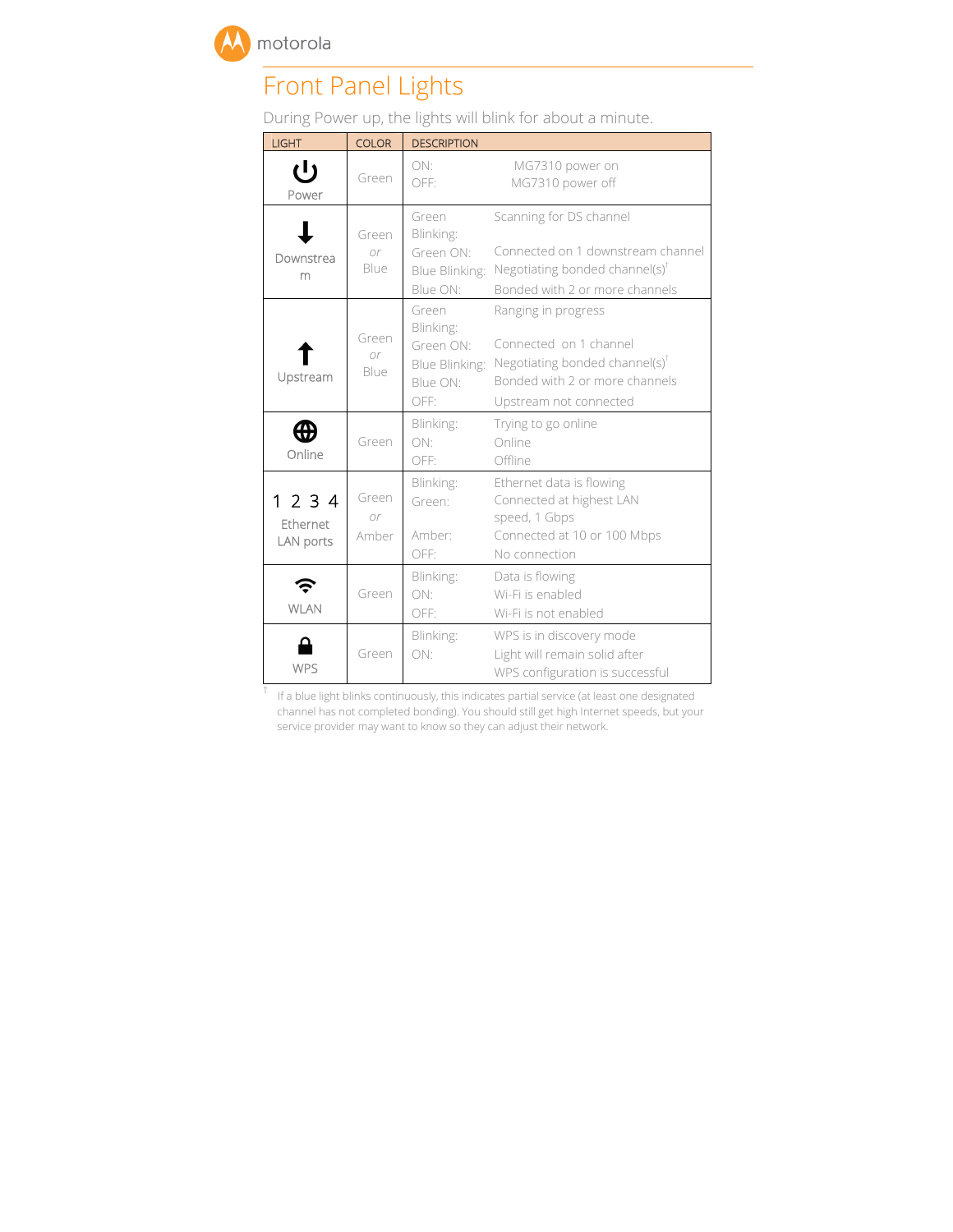# Front Panel Lights

During Power up, the lights will blink for about a minute.

| LIGHT | COLOR | DESCRIPTION |
|---|---|---|
| Power | Green | ON: MG7310 power on<br>OFF: MG7310 power off |
| Downstream | Green *or* Blue | Green Blinking: Scanning for DS channel<br>Green ON: Connected on 1 downstream channel<br>Blue Blinking: Negotiating bonded channel(s)[†]<br>Blue ON: Bonded with 2 or more channels |
| Upstream | Green *or* Blue | Green Blinking: Ranging in progress<br>Green ON: Connected on 1 channel<br>Blue Blinking: Negotiating bonded channel(s)[†]<br>Blue ON: Bonded with 2 or more channels<br>OFF: Upstream not connected |
| Online | Green | Blinking: Trying to go online<br>ON: Online<br>OFF: Offline |
| 1 2 3 4 Ethernet LAN ports | Green *or* Amber | Blinking: Ethernet data is flowing<br>Green: Connected at highest LAN speed, 1 Gbps<br>Amber: Connected at 10 or 100 Mbps<br>OFF: No connection |
| WLAN | Green | Blinking: Data is flowing<br>ON: Wi-Fi is enabled<br>OFF: Wi-Fi is not enabled |
| WPS | Green | Blinking: WPS is in discovery mode<br>ON: Light will remain solid after WPS configuration is successful |

† If a blue light blinks continuously, this indicates partial service (at least one designated channel has not completed bonding). You should still get high Internet speeds, but your service provider may want to know so they can adjust their network.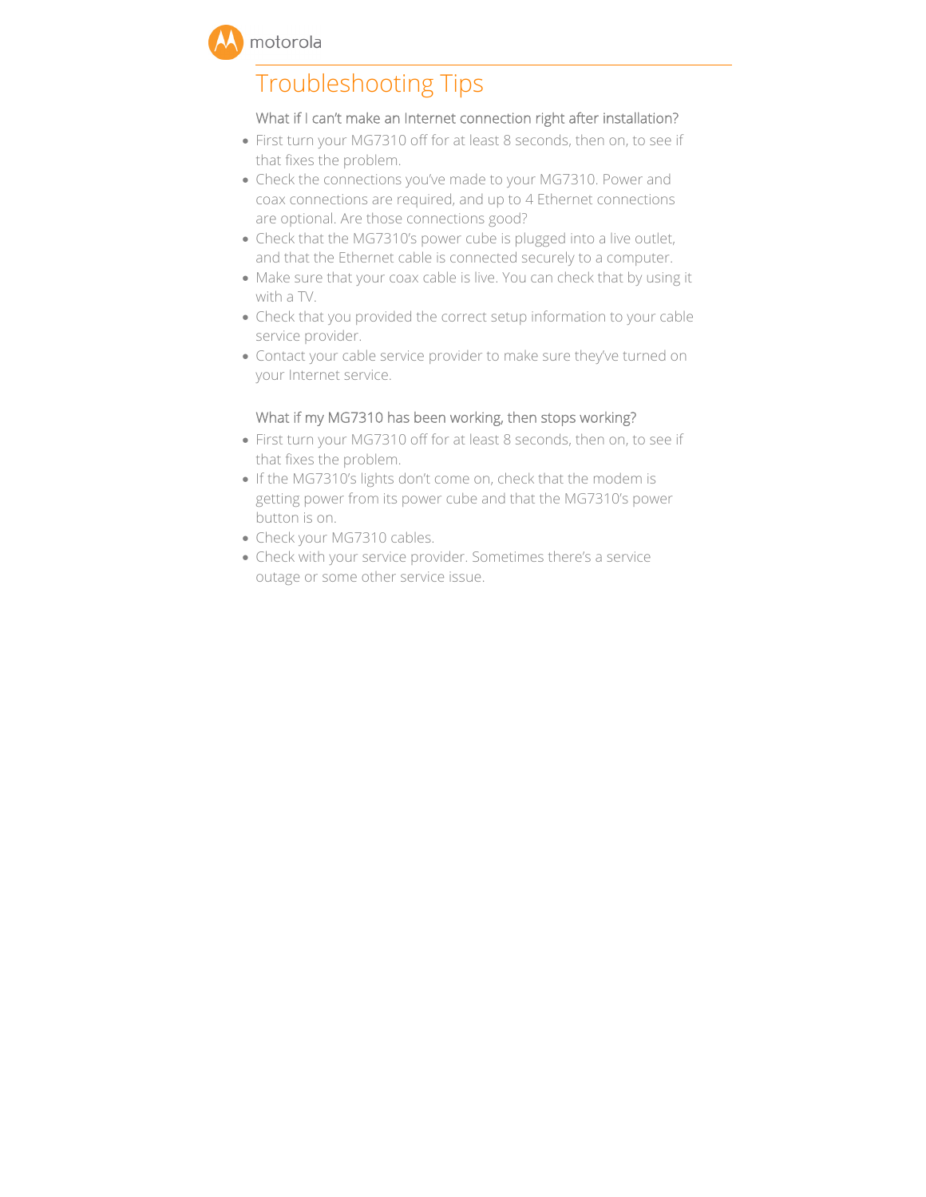# Troubleshooting Tips

### What if I can't make an Internet connection right after installation?

- First turn your MG7310 off for at least 8 seconds, then on, to see if that fixes the problem.
- Check the connections you've made to your MG7310. Power and coax connections are required, and up to 4 Ethernet connections are optional. Are those connections good?
- Check that the MG7310's power cube is plugged into a live outlet, and that the Ethernet cable is connected securely to a computer.
- Make sure that your coax cable is live. You can check that by using it with a TV.
- Check that you provided the correct setup information to your cable service provider.
- Contact your cable service provider to make sure they've turned on your Internet service.

### What if my MG7310 has been working, then stops working?

- First turn your MG7310 off for at least 8 seconds, then on, to see if that fixes the problem.
- If the MG7310's lights don't come on, check that the modem is getting power from its power cube and that the MG7310's power button is on.
- Check your MG7310 cables.
- Check with your service provider. Sometimes there's a service outage or some other service issue.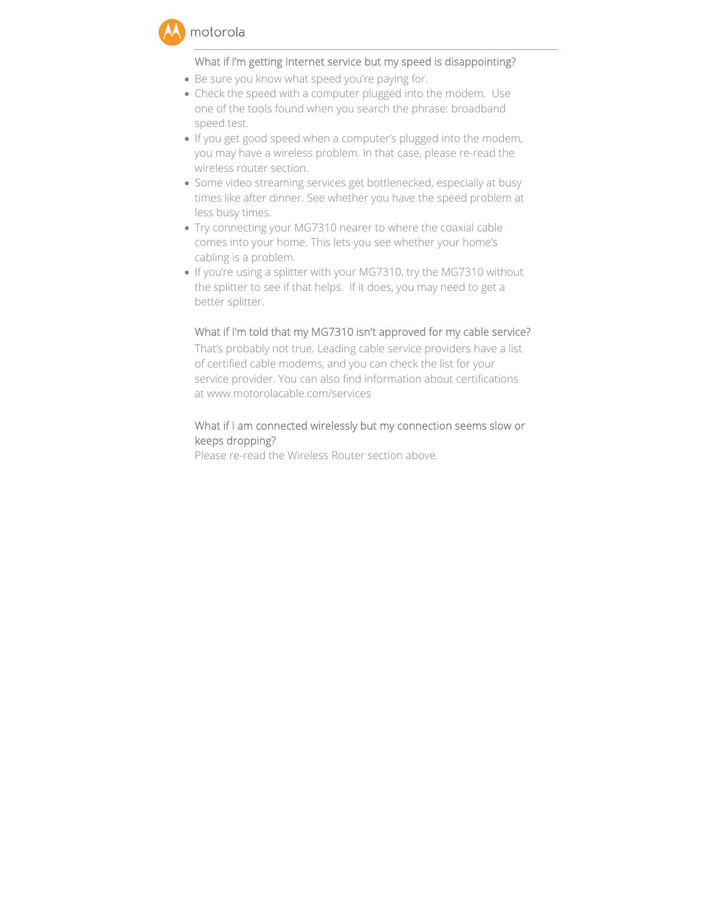### What if I'm getting Internet service but my speed is disappointing?

- Be sure you know what speed you're paying for.
- Check the speed with a computer plugged into the modem. Use one of the tools found when you search the phrase: broadband speed test.
- If you get good speed when a computer's plugged into the modem, you may have a wireless problem. In that case, please re-read the wireless router section.
- Some video streaming services get bottlenecked, especially at busy times like after dinner. See whether you have the speed problem at less busy times.
- Try connecting your MG7310 nearer to where the coaxial cable comes into your home. This lets you see whether your home's cabling is a problem.
- If you're using a splitter with your MG7310, try the MG7310 without the splitter to see if that helps. If it does, you may need to get a better splitter.

### What if I'm told that my MG7310 isn't approved for my cable service?

That's probably not true. Leading cable service providers have a list of certified cable modems, and you can check the list for your service provider. You can also find information about certifications at www.motorolacable.com/services

### What if I am connected wirelessly but my connection seems slow or keeps dropping?

Please re-read the Wireless Router section above.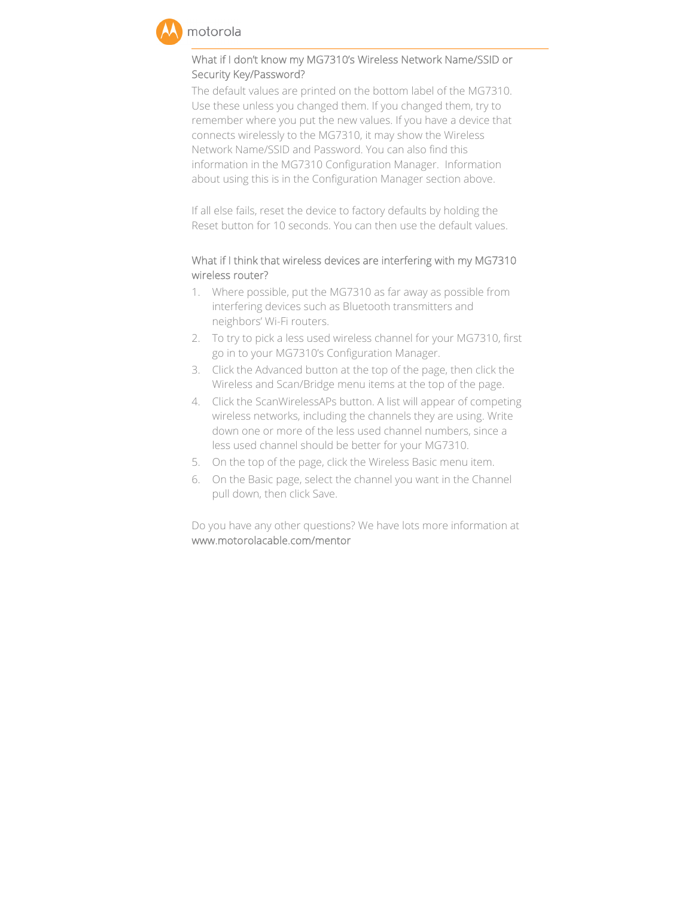### What if I don't know my MG7310's Wireless Network Name/SSID or Security Key/Password?

The default values are printed on the bottom label of the MG7310. Use these unless you changed them. If you changed them, try to remember where you put the new values. If you have a device that connects wirelessly to the MG7310, it may show the Wireless Network Name/SSID and Password. You can also find this information in the MG7310 Configuration Manager. Information about using this is in the Configuration Manager section above.

If all else fails, reset the device to factory defaults by holding the Reset button for 10 seconds. You can then use the default values.

### What if I think that wireless devices are interfering with my MG7310 wireless router?

1. Where possible, put the MG7310 as far away as possible from interfering devices such as Bluetooth transmitters and neighbors' Wi-Fi routers.
2. To try to pick a less used wireless channel for your MG7310, first go in to your MG7310's Configuration Manager.
3. Click the Advanced button at the top of the page, then click the Wireless and Scan/Bridge menu items at the top of the page.
4. Click the ScanWirelessAPs button. A list will appear of competing wireless networks, including the channels they are using. Write down one or more of the less used channel numbers, since a less used channel should be better for your MG7310.
5. On the top of the page, click the Wireless Basic menu item.
6. On the Basic page, select the channel you want in the Channel pull down, then click Save.

Do you have any other questions? We have lots more information at www.motorolacable.com/mentor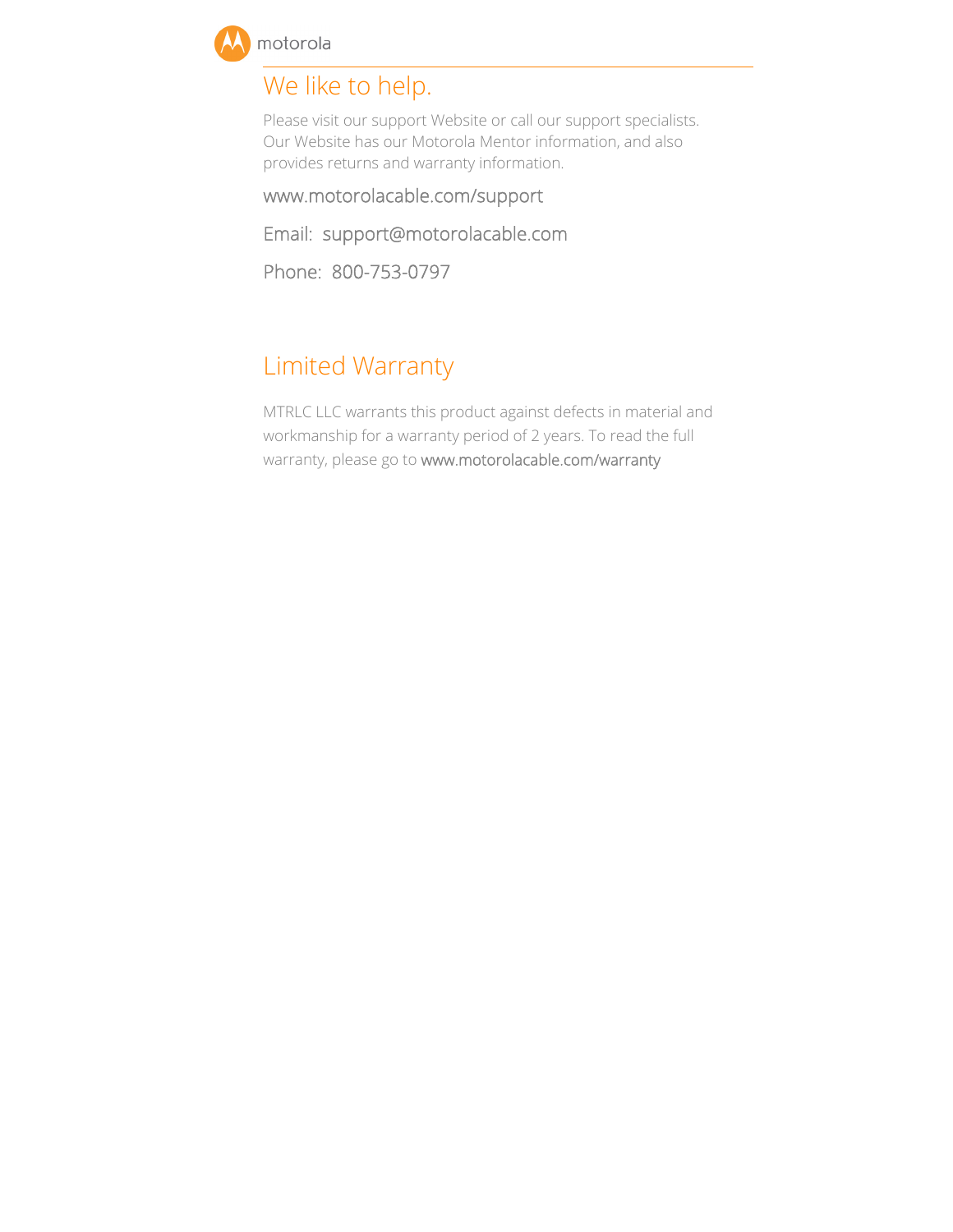# We like to help.

Please visit our support Website or call our support specialists. Our Website has our Motorola Mentor information, and also provides returns and warranty information.

www.motorolacable.com/support

Email: support@motorolacable.com

Phone: 800-753-0797

# Limited Warranty

MTRLC LLC warrants this product against defects in material and workmanship for a warranty period of 2 years. To read the full warranty, please go to www.motorolacable.com/warranty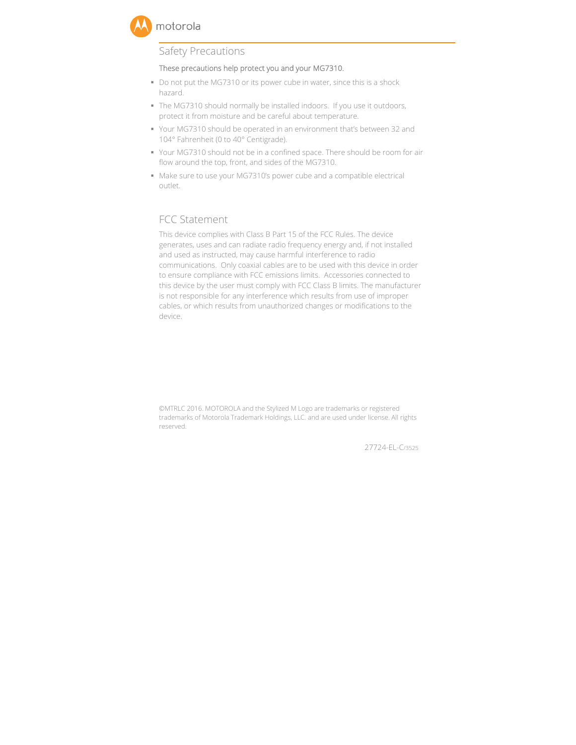## Safety Precautions

These precautions help protect you and your MG7310.

- Do not put the MG7310 or its power cube in water, since this is a shock hazard.
- The MG7310 should normally be installed indoors. If you use it outdoors, protect it from moisture and be careful about temperature.
- Your MG7310 should be operated in an environment that's between 32 and 104° Fahrenheit (0 to 40° Centigrade).
- Your MG7310 should not be in a confined space. There should be room for air flow around the top, front, and sides of the MG7310.
- Make sure to use your MG7310's power cube and a compatible electrical outlet.

## FCC Statement

This device complies with Class B Part 15 of the FCC Rules. The device generates, uses and can radiate radio frequency energy and, if not installed and used as instructed, may cause harmful interference to radio communications. Only coaxial cables are to be used with this device in order to ensure compliance with FCC emissions limits. Accessories connected to this device by the user must comply with FCC Class B limits. The manufacturer is not responsible for any interference which results from use of improper cables, or which results from unauthorized changes or modifications to the device.

©MTRLC 2016. MOTOROLA and the Stylized M Logo are trademarks or registered trademarks of Motorola Trademark Holdings, LLC. and are used under license. All rights reserved.

27724-EL-C/3525